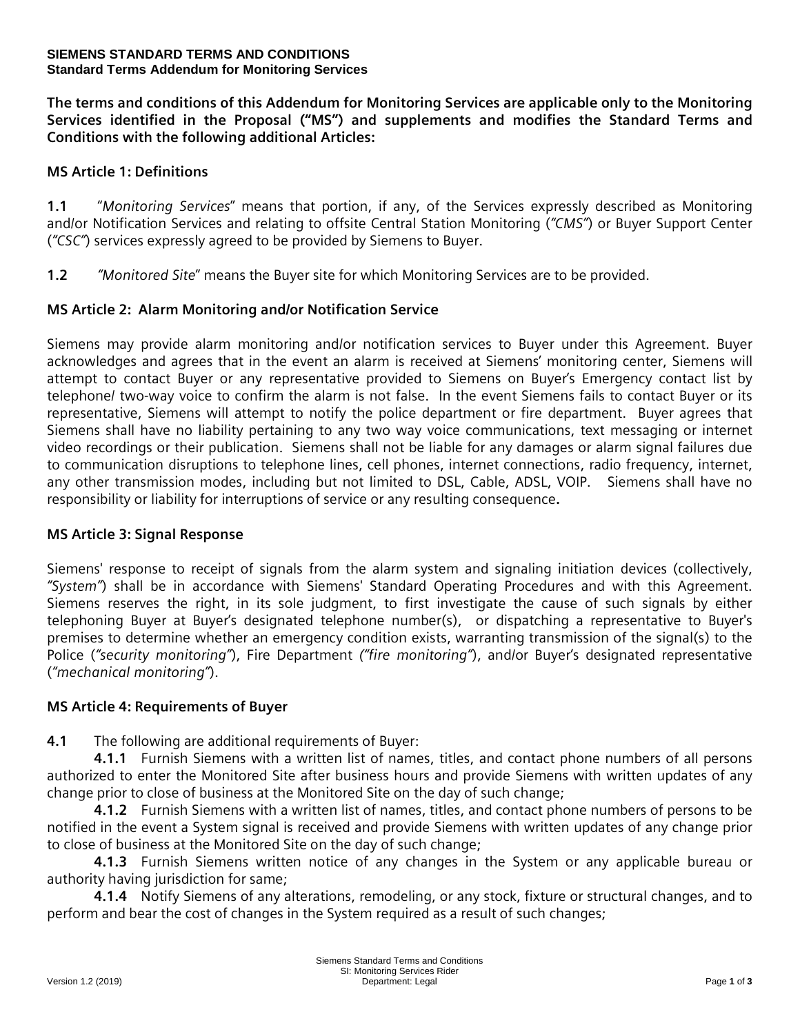**SIEMENS STANDARD TERMS AND CONDITIONS**
**Standard Terms Addendum for Monitoring Services**

**The terms and conditions of this Addendum for Monitoring Services are applicable only to the Monitoring Services identified in the Proposal ("MS") and supplements and modifies the Standard Terms and Conditions with the following additional Articles:**

## MS Article 1: Definitions

**1.1** "*Monitoring Services*" means that portion, if any, of the Services expressly described as Monitoring and/or Notification Services and relating to offsite Central Station Monitoring (*"CMS"*) or Buyer Support Center (*"CSC"*) services expressly agreed to be provided by Siemens to Buyer.

**1.2** *"Monitored Site*" means the Buyer site for which Monitoring Services are to be provided.

## MS Article 2: Alarm Monitoring and/or Notification Service

Siemens may provide alarm monitoring and/or notification services to Buyer under this Agreement. Buyer acknowledges and agrees that in the event an alarm is received at Siemens' monitoring center, Siemens will attempt to contact Buyer or any representative provided to Siemens on Buyer's Emergency contact list by telephone/ two-way voice to confirm the alarm is not false. In the event Siemens fails to contact Buyer or its representative, Siemens will attempt to notify the police department or fire department. Buyer agrees that Siemens shall have no liability pertaining to any two way voice communications, text messaging or internet video recordings or their publication. Siemens shall not be liable for any damages or alarm signal failures due to communication disruptions to telephone lines, cell phones, internet connections, radio frequency, internet, any other transmission modes, including but not limited to DSL, Cable, ADSL, VOIP. Siemens shall have no responsibility or liability for interruptions of service or any resulting consequence**.**

## MS Article 3: Signal Response

Siemens' response to receipt of signals from the alarm system and signaling initiation devices (collectively, *"System"*) shall be in accordance with Siemens' Standard Operating Procedures and with this Agreement. Siemens reserves the right, in its sole judgment, to first investigate the cause of such signals by either telephoning Buyer at Buyer's designated telephone number(s), or dispatching a representative to Buyer's premises to determine whether an emergency condition exists, warranting transmission of the signal(s) to the Police (*"security monitoring"*), Fire Department *("fire monitoring"*), and/or Buyer's designated representative (*"mechanical monitoring"*).

## MS Article 4: Requirements of Buyer

**4.1** The following are additional requirements of Buyer:

**4.1.1** Furnish Siemens with a written list of names, titles, and contact phone numbers of all persons authorized to enter the Monitored Site after business hours and provide Siemens with written updates of any change prior to close of business at the Monitored Site on the day of such change;

**4.1.2** Furnish Siemens with a written list of names, titles, and contact phone numbers of persons to be notified in the event a System signal is received and provide Siemens with written updates of any change prior to close of business at the Monitored Site on the day of such change;

**4.1.3** Furnish Siemens written notice of any changes in the System or any applicable bureau or authority having jurisdiction for same;

**4.1.4** Notify Siemens of any alterations, remodeling, or any stock, fixture or structural changes, and to perform and bear the cost of changes in the System required as a result of such changes;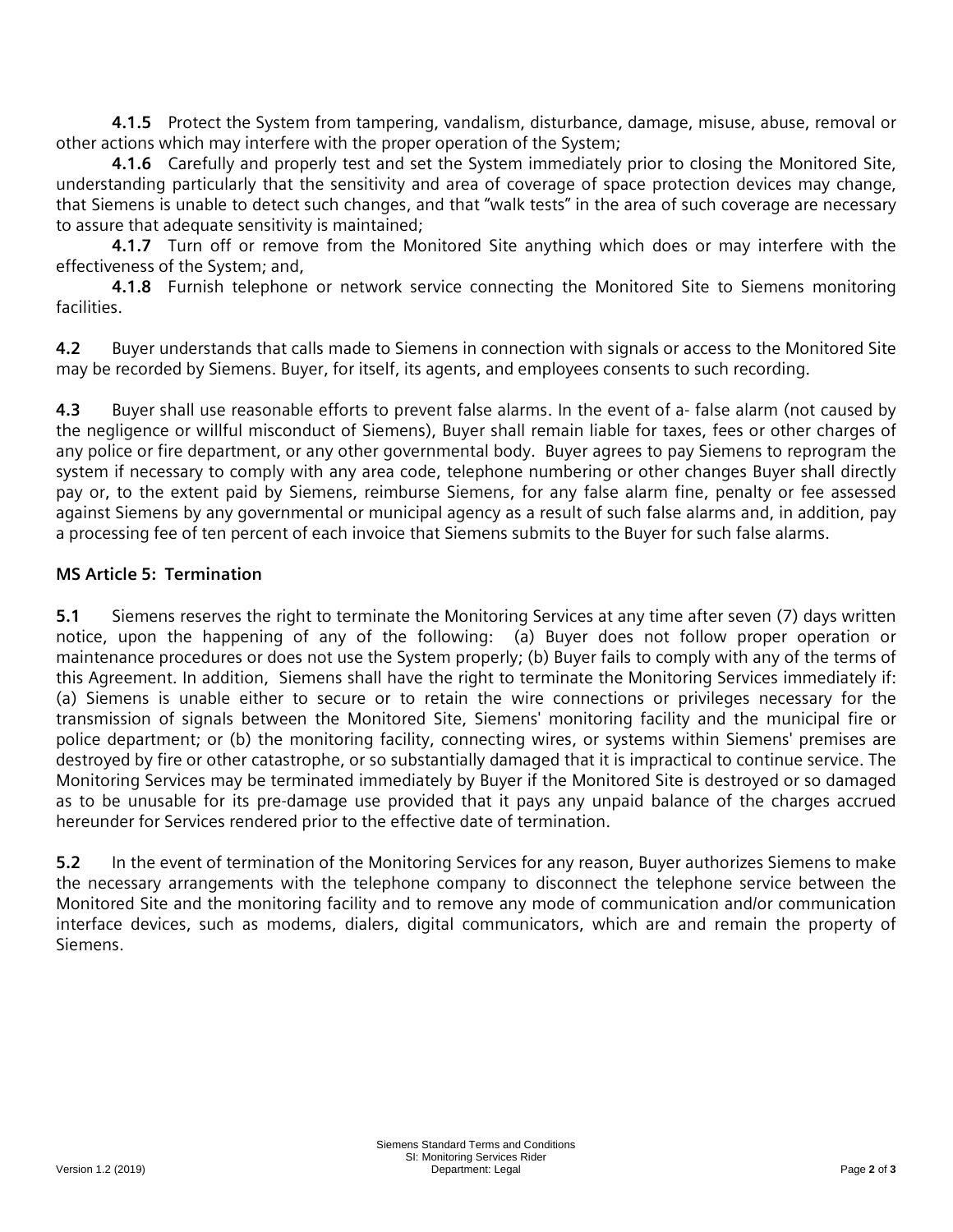**4.1.5** Protect the System from tampering, vandalism, disturbance, damage, misuse, abuse, removal or other actions which may interfere with the proper operation of the System;

**4.1.6** Carefully and properly test and set the System immediately prior to closing the Monitored Site, understanding particularly that the sensitivity and area of coverage of space protection devices may change, that Siemens is unable to detect such changes, and that "walk tests" in the area of such coverage are necessary to assure that adequate sensitivity is maintained;

**4.1.7** Turn off or remove from the Monitored Site anything which does or may interfere with the effectiveness of the System; and,

**4.1.8** Furnish telephone or network service connecting the Monitored Site to Siemens monitoring facilities.

**4.2** Buyer understands that calls made to Siemens in connection with signals or access to the Monitored Site may be recorded by Siemens. Buyer, for itself, its agents, and employees consents to such recording.

**4.3** Buyer shall use reasonable efforts to prevent false alarms. In the event of a- false alarm (not caused by the negligence or willful misconduct of Siemens), Buyer shall remain liable for taxes, fees or other charges of any police or fire department, or any other governmental body. Buyer agrees to pay Siemens to reprogram the system if necessary to comply with any area code, telephone numbering or other changes Buyer shall directly pay or, to the extent paid by Siemens, reimburse Siemens, for any false alarm fine, penalty or fee assessed against Siemens by any governmental or municipal agency as a result of such false alarms and, in addition, pay a processing fee of ten percent of each invoice that Siemens submits to the Buyer for such false alarms.

### MS Article 5: Termination

**5.1** Siemens reserves the right to terminate the Monitoring Services at any time after seven (7) days written notice, upon the happening of any of the following: (a) Buyer does not follow proper operation or maintenance procedures or does not use the System properly; (b) Buyer fails to comply with any of the terms of this Agreement. In addition, Siemens shall have the right to terminate the Monitoring Services immediately if: (a) Siemens is unable either to secure or to retain the wire connections or privileges necessary for the transmission of signals between the Monitored Site, Siemens' monitoring facility and the municipal fire or police department; or (b) the monitoring facility, connecting wires, or systems within Siemens' premises are destroyed by fire or other catastrophe, or so substantially damaged that it is impractical to continue service. The Monitoring Services may be terminated immediately by Buyer if the Monitored Site is destroyed or so damaged as to be unusable for its pre-damage use provided that it pays any unpaid balance of the charges accrued hereunder for Services rendered prior to the effective date of termination.

**5.2** In the event of termination of the Monitoring Services for any reason, Buyer authorizes Siemens to make the necessary arrangements with the telephone company to disconnect the telephone service between the Monitored Site and the monitoring facility and to remove any mode of communication and/or communication interface devices, such as modems, dialers, digital communicators, which are and remain the property of Siemens.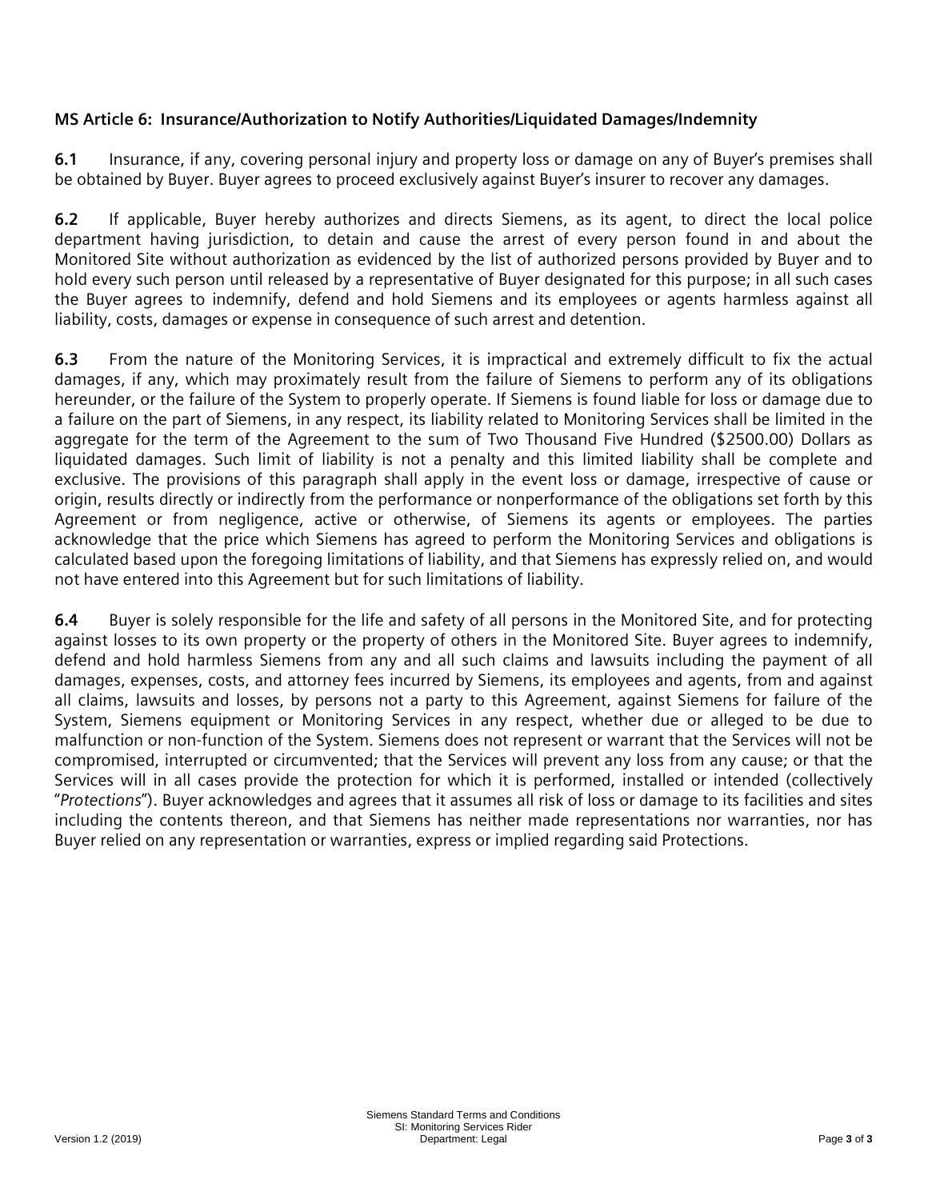## MS Article 6: Insurance/Authorization to Notify Authorities/Liquidated Damages/Indemnity

**6.1** Insurance, if any, covering personal injury and property loss or damage on any of Buyer's premises shall be obtained by Buyer. Buyer agrees to proceed exclusively against Buyer's insurer to recover any damages.

**6.2** If applicable, Buyer hereby authorizes and directs Siemens, as its agent, to direct the local police department having jurisdiction, to detain and cause the arrest of every person found in and about the Monitored Site without authorization as evidenced by the list of authorized persons provided by Buyer and to hold every such person until released by a representative of Buyer designated for this purpose; in all such cases the Buyer agrees to indemnify, defend and hold Siemens and its employees or agents harmless against all liability, costs, damages or expense in consequence of such arrest and detention.

**6.3** From the nature of the Monitoring Services, it is impractical and extremely difficult to fix the actual damages, if any, which may proximately result from the failure of Siemens to perform any of its obligations hereunder, or the failure of the System to properly operate. If Siemens is found liable for loss or damage due to a failure on the part of Siemens, in any respect, its liability related to Monitoring Services shall be limited in the aggregate for the term of the Agreement to the sum of Two Thousand Five Hundred ($2500.00) Dollars as liquidated damages. Such limit of liability is not a penalty and this limited liability shall be complete and exclusive. The provisions of this paragraph shall apply in the event loss or damage, irrespective of cause or origin, results directly or indirectly from the performance or nonperformance of the obligations set forth by this Agreement or from negligence, active or otherwise, of Siemens its agents or employees. The parties acknowledge that the price which Siemens has agreed to perform the Monitoring Services and obligations is calculated based upon the foregoing limitations of liability, and that Siemens has expressly relied on, and would not have entered into this Agreement but for such limitations of liability.

**6.4** Buyer is solely responsible for the life and safety of all persons in the Monitored Site, and for protecting against losses to its own property or the property of others in the Monitored Site. Buyer agrees to indemnify, defend and hold harmless Siemens from any and all such claims and lawsuits including the payment of all damages, expenses, costs, and attorney fees incurred by Siemens, its employees and agents, from and against all claims, lawsuits and losses, by persons not a party to this Agreement, against Siemens for failure of the System, Siemens equipment or Monitoring Services in any respect, whether due or alleged to be due to malfunction or non-function of the System. Siemens does not represent or warrant that the Services will not be compromised, interrupted or circumvented; that the Services will prevent any loss from any cause; or that the Services will in all cases provide the protection for which it is performed, installed or intended (collectively "*Protections*"). Buyer acknowledges and agrees that it assumes all risk of loss or damage to its facilities and sites including the contents thereon, and that Siemens has neither made representations nor warranties, nor has Buyer relied on any representation or warranties, express or implied regarding said Protections.